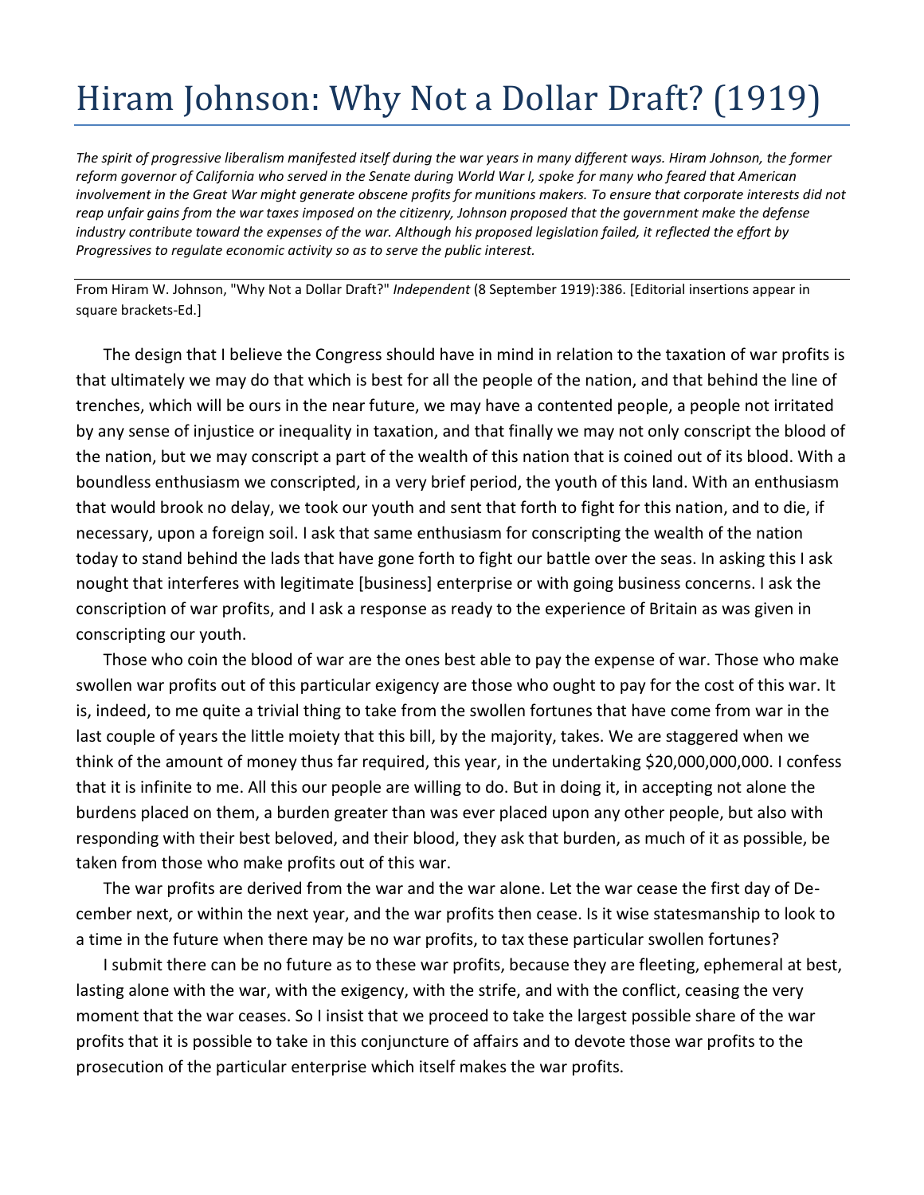# Hiram Johnson: Why Not a Dollar Draft? (1919)

*The spirit of progressive liberalism manifested itself during the war years in many different ways. Hiram Johnson, the former reform governor of California who served in the Senate during World War I, spoke for many who feared that American involvement in the Great War might generate obscene profits for munitions makers. To ensure that corporate interests did not reap unfair gains from the war taxes imposed on the citizenry, Johnson proposed that the government make the defense industry contribute toward the expenses of the war. Although his proposed legislation failed, it reflected the effort by Progressives to regulate economic activity so as to serve the public interest.*

---

From Hiram W. Johnson, "Why Not a Dollar Draft?" *Independent* (8 September 1919):386. [Editorial insertions appear in square brackets-Ed.]

The design that I believe the Congress should have in mind in relation to the taxation of war profits is that ultimately we may do that which is best for all the people of the nation, and that behind the line of trenches, which will be ours in the near future, we may have a contented people, a people not irritated by any sense of injustice or inequality in taxation, and that finally we may not only conscript the blood of the nation, but we may conscript a part of the wealth of this nation that is coined out of its blood. With a boundless enthusiasm we conscripted, in a very brief period, the youth of this land. With an enthusiasm that would brook no delay, we took our youth and sent that forth to fight for this nation, and to die, if necessary, upon a foreign soil. I ask that same enthusiasm for conscripting the wealth of the nation today to stand behind the lads that have gone forth to fight our battle over the seas. In asking this I ask nought that interferes with legitimate [business] enterprise or with going business concerns. I ask the conscription of war profits, and I ask a response as ready to the experience of Britain as was given in conscripting our youth.

Those who coin the blood of war are the ones best able to pay the expense of war. Those who make swollen war profits out of this particular exigency are those who ought to pay for the cost of this war. It is, indeed, to me quite a trivial thing to take from the swollen fortunes that have come from war in the last couple of years the little moiety that this bill, by the majority, takes. We are staggered when we think of the amount of money thus far required, this year, in the undertaking $20,000,000,000. I confess that it is infinite to me. All this our people are willing to do. But in doing it, in accepting not alone the burdens placed on them, a burden greater than was ever placed upon any other people, but also with responding with their best beloved, and their blood, they ask that burden, as much of it as possible, be taken from those who make profits out of this war.

The war profits are derived from the war and the war alone. Let the war cease the first day of December next, or within the next year, and the war profits then cease. Is it wise statesmanship to look to a time in the future when there may be no war profits, to tax these particular swollen fortunes?

I submit there can be no future as to these war profits, because they are fleeting, ephemeral at best, lasting alone with the war, with the exigency, with the strife, and with the conflict, ceasing the very moment that the war ceases. So I insist that we proceed to take the largest possible share of the war profits that it is possible to take in this conjuncture of affairs and to devote those war profits to the prosecution of the particular enterprise which itself makes the war profits.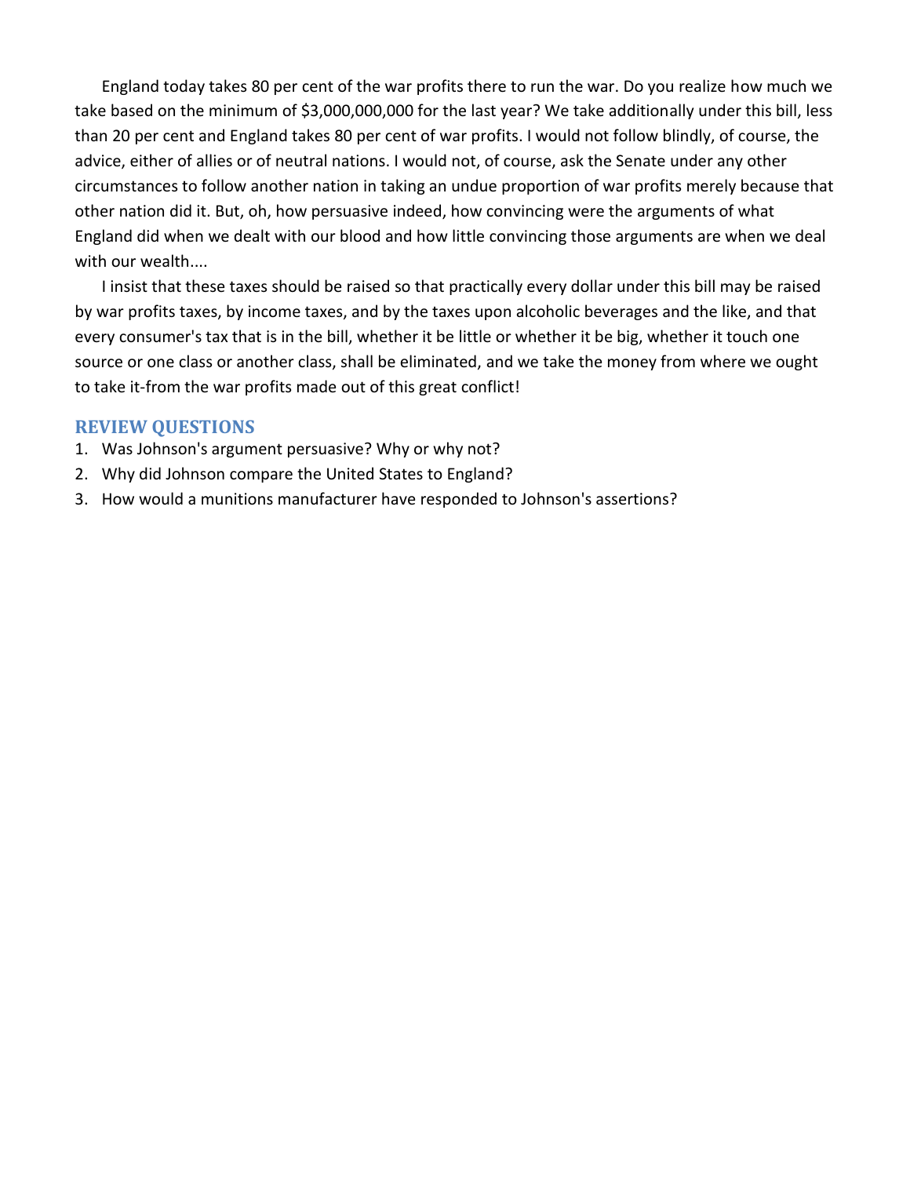England today takes 80 per cent of the war profits there to run the war. Do you realize how much we take based on the minimum of $3,000,000,000 for the last year? We take additionally under this bill, less than 20 per cent and England takes 80 per cent of war profits. I would not follow blindly, of course, the advice, either of allies or of neutral nations. I would not, of course, ask the Senate under any other circumstances to follow another nation in taking an undue proportion of war profits merely because that other nation did it. But, oh, how persuasive indeed, how convincing were the arguments of what England did when we dealt with our blood and how little convincing those arguments are when we deal with our wealth....

I insist that these taxes should be raised so that practically every dollar under this bill may be raised by war profits taxes, by income taxes, and by the taxes upon alcoholic beverages and the like, and that every consumer's tax that is in the bill, whether it be little or whether it be big, whether it touch one source or one class or another class, shall be eliminated, and we take the money from where we ought to take it-from the war profits made out of this great conflict!

## REVIEW QUESTIONS

1. Was Johnson's argument persuasive? Why or why not?
2. Why did Johnson compare the United States to England?
3. How would a munitions manufacturer have responded to Johnson's assertions?